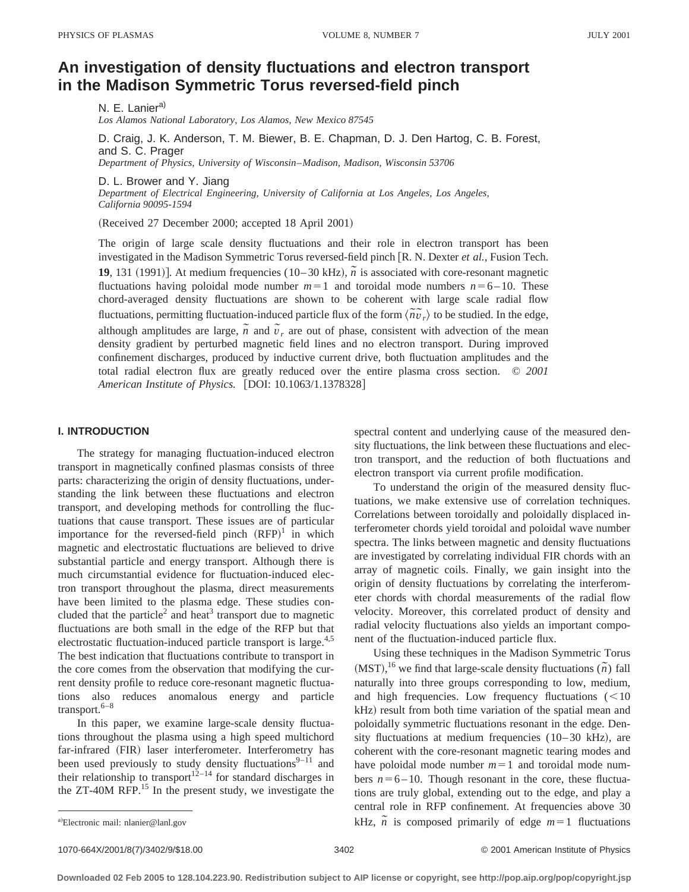# An investigation of density fluctuations and electron transport in the Madison Symmetric Torus reversed-field pinch

N. E. Lanier[a)]
*Los Alamos National Laboratory, Los Alamos, New Mexico 87545*

D. Craig, J. K. Anderson, T. M. Biewer, B. E. Chapman, D. J. Den Hartog, C. B. Forest, and S. C. Prager
*Department of Physics, University of Wisconsin–Madison, Madison, Wisconsin 53706*

D. L. Brower and Y. Jiang
*Department of Electrical Engineering, University of California at Los Angeles, Los Angeles, California 90095-1594*

(Received 27 December 2000; accepted 18 April 2001)

The origin of large scale density fluctuations and their role in electron transport has been investigated in the Madison Symmetric Torus reversed-field pinch [R. N. Dexter *et al.*, Fusion Tech. **19**, 131 (1991)]. At medium frequencies (10–30 kHz), $\tilde{n}$ is associated with core-resonant magnetic fluctuations having poloidal mode number $m=1$ and toroidal mode numbers $n=6-10$. These chord-averaged density fluctuations are shown to be coherent with large scale radial flow fluctuations, permitting fluctuation-induced particle flux of the form $\langle \tilde{n}\tilde{v}_r \rangle$ to be studied. In the edge, although amplitudes are large, $\tilde{n}$ and $\tilde{v}_r$ are out of phase, consistent with advection of the mean density gradient by perturbed magnetic field lines and no electron transport. During improved confinement discharges, produced by inductive current drive, both fluctuation amplitudes and the total radial electron flux are greatly reduced over the entire plasma cross section. © *2001 American Institute of Physics.* [DOI: 10.1063/1.1378328]

## I. INTRODUCTION

The strategy for managing fluctuation-induced electron transport in magnetically confined plasmas consists of three parts: characterizing the origin of density fluctuations, understanding the link between these fluctuations and electron transport, and developing methods for controlling the fluctuations that cause transport. These issues are of particular importance for the reversed-field pinch (RFP)[1] in which magnetic and electrostatic fluctuations are believed to drive substantial particle and energy transport. Although there is much circumstantial evidence for fluctuation-induced electron transport throughout the plasma, direct measurements have been limited to the plasma edge. These studies concluded that the particle[2] and heat[3] transport due to magnetic fluctuations are both small in the edge of the RFP but that electrostatic fluctuation-induced particle transport is large.[4,5] The best indication that fluctuations contribute to transport in the core comes from the observation that modifying the current density profile to reduce core-resonant magnetic fluctuations also reduces anomalous energy and particle transport.[6–8]

In this paper, we examine large-scale density fluctuations throughout the plasma using a high speed multichord far-infrared (FIR) laser interferometer. Interferometry has been used previously to study density fluctuations[9–11] and their relationship to transport[12–14] for standard discharges in the ZT-40M RFP.[15] In the present study, we investigate the spectral content and underlying cause of the measured density fluctuations, the link between these fluctuations and electron transport, and the reduction of both fluctuations and electron transport via current profile modification.

To understand the origin of the measured density fluctuations, we make extensive use of correlation techniques. Correlations between toroidally and poloidally displaced interferometer chords yield toroidal and poloidal wave number spectra. The links between magnetic and density fluctuations are investigated by correlating individual FIR chords with an array of magnetic coils. Finally, we gain insight into the origin of density fluctuations by correlating the interferometer chords with chordal measurements of the radial flow velocity. Moreover, this correlated product of density and radial velocity fluctuations also yields an important component of the fluctuation-induced particle flux.

Using these techniques in the Madison Symmetric Torus (MST),[16] we find that large-scale density fluctuations ($\tilde{n}$) fall naturally into three groups corresponding to low, medium, and high frequencies. Low frequency fluctuations (<10 kHz) result from both time variation of the spatial mean and poloidally symmetric fluctuations resonant in the edge. Density fluctuations at medium frequencies (10–30 kHz), are coherent with the core-resonant magnetic tearing modes and have poloidal mode number $m=1$ and toroidal mode numbers $n=6-10$. Though resonant in the core, these fluctuations are truly global, extending out to the edge, and play a central role in RFP confinement. At frequencies above 30 kHz, $\tilde{n}$ is composed primarily of edge $m=1$ fluctuations

[a)]Electronic mail: nlanier@lanl.gov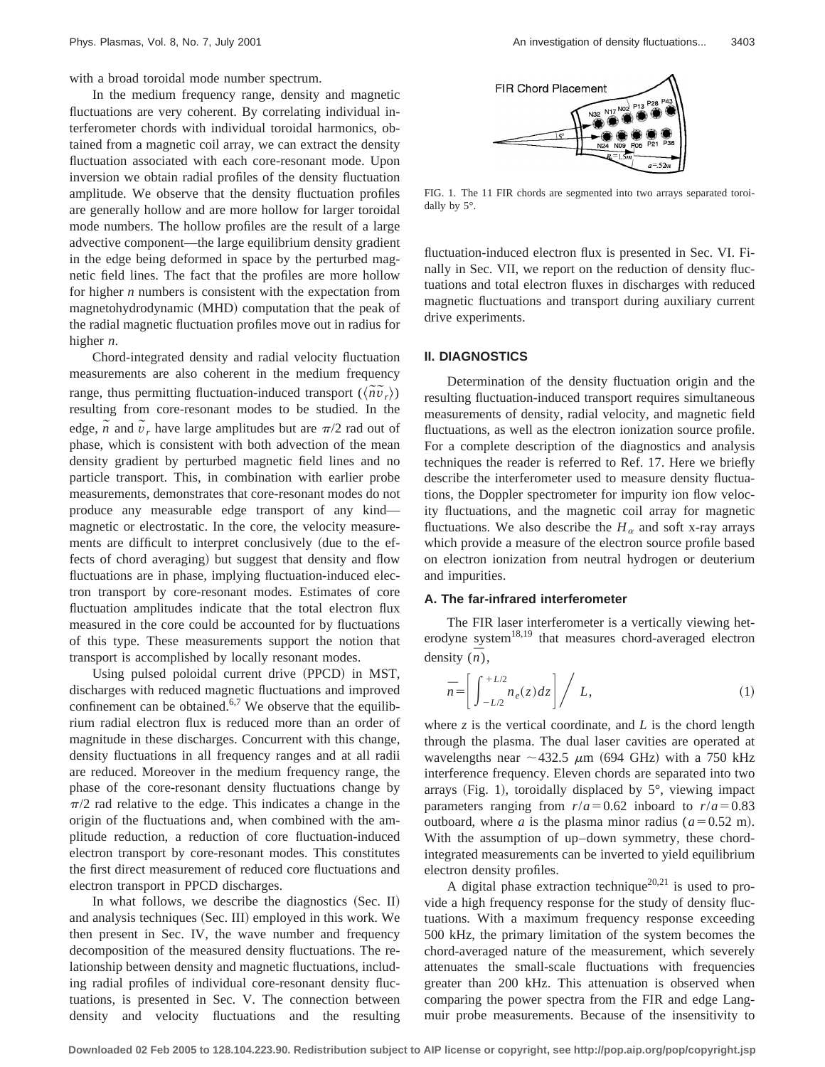with a broad toroidal mode number spectrum.

In the medium frequency range, density and magnetic fluctuations are very coherent. By correlating individual interferometer chords with individual toroidal harmonics, obtained from a magnetic coil array, we can extract the density fluctuation associated with each core-resonant mode. Upon inversion we obtain radial profiles of the density fluctuation amplitude. We observe that the density fluctuation profiles are generally hollow and are more hollow for larger toroidal mode numbers. The hollow profiles are the result of a large advective component—the large equilibrium density gradient in the edge being deformed in space by the perturbed magnetic field lines. The fact that the profiles are more hollow for higher $n$ numbers is consistent with the expectation from magnetohydrodynamic (MHD) computation that the peak of the radial magnetic fluctuation profiles move out in radius for higher $n$.

Chord-integrated density and radial velocity fluctuation measurements are also coherent in the medium frequency range, thus permitting fluctuation-induced transport ($\langle \tilde{n}\tilde{v}_r \rangle$) resulting from core-resonant modes to be studied. In the edge, $\tilde{n}$ and $\tilde{v}_r$ have large amplitudes but are $\pi/2$ rad out of phase, which is consistent with both advection of the mean density gradient by perturbed magnetic field lines and no particle transport. This, in combination with earlier probe measurements, demonstrates that core-resonant modes do not produce any measurable edge transport of any kind—magnetic or electrostatic. In the core, the velocity measurements are difficult to interpret conclusively (due to the effects of chord averaging) but suggest that density and flow fluctuations are in phase, implying fluctuation-induced electron transport by core-resonant modes. Estimates of core fluctuation amplitudes indicate that the total electron flux measured in the core could be accounted for by fluctuations of this type. These measurements support the notion that transport is accomplished by locally resonant modes.

Using pulsed poloidal current drive (PPCD) in MST, discharges with reduced magnetic fluctuations and improved confinement can be obtained.[6,7] We observe that the equilibrium radial electron flux is reduced more than an order of magnitude in these discharges. Concurrent with this change, density fluctuations in all frequency ranges and at all radii are reduced. Moreover in the medium frequency range, the phase of the core-resonant density fluctuations change by $\pi/2$ rad relative to the edge. This indicates a change in the origin of the fluctuations and, when combined with the amplitude reduction, a reduction of core fluctuation-induced electron transport by core-resonant modes. This constitutes the first direct measurement of reduced core fluctuations and electron transport in PPCD discharges.

In what follows, we describe the diagnostics (Sec. II) and analysis techniques (Sec. III) employed in this work. We then present in Sec. IV, the wave number and frequency decomposition of the measured density fluctuations. The relationship between density and magnetic fluctuations, including radial profiles of individual core-resonant density fluctuations, is presented in Sec. V. The connection between density and velocity fluctuations and the resulting fluctuation-induced electron flux is presented in Sec. VI. Finally in Sec. VII, we report on the reduction of density fluctuations and total electron fluxes in discharges with reduced magnetic fluctuations and transport during auxiliary current drive experiments.

FIG. 1. The 11 FIR chords are segmented into two arrays separated toroidally by 5°.

## II. DIAGNOSTICS

Determination of the density fluctuation origin and the resulting fluctuation-induced transport requires simultaneous measurements of density, radial velocity, and magnetic field fluctuations, as well as the electron ionization source profile. For a complete description of the diagnostics and analysis techniques the reader is referred to Ref. 17. Here we briefly describe the interferometer used to measure density fluctuations, the Doppler spectrometer for impurity ion flow velocity fluctuations, and the magnetic coil array for magnetic fluctuations. We also describe the $H_\alpha$ and soft x-ray arrays which provide a measure of the electron source profile based on electron ionization from neutral hydrogen or deuterium and impurities.

### A. The far-infrared interferometer

The FIR laser interferometer is a vertically viewing heterodyne system[18,19] that measures chord-averaged electron density ($\bar{n}$),

$$\bar{n} = \left[ \int_{-L/2}^{+L/2} n_e(z) dz \right] \bigg/ L, \tag{1}$$

where $z$ is the vertical coordinate, and $L$ is the chord length through the plasma. The dual laser cavities are operated at wavelengths near $\sim 432.5\ \mu$m (694 GHz) with a 750 kHz interference frequency. Eleven chords are separated into two arrays (Fig. 1), toroidally displaced by 5°, viewing impact parameters ranging from $r/a = 0.62$ inboard to $r/a = 0.83$ outboard, where $a$ is the plasma minor radius ($a = 0.52$ m). With the assumption of up–down symmetry, these chord-integrated measurements can be inverted to yield equilibrium electron density profiles.

A digital phase extraction technique[20,21] is used to provide a high frequency response for the study of density fluctuations. With a maximum frequency response exceeding 500 kHz, the primary limitation of the system becomes the chord-averaged nature of the measurement, which severely attenuates the small-scale fluctuations with frequencies greater than 200 kHz. This attenuation is observed when comparing the power spectra from the FIR and edge Langmuir probe measurements. Because of the insensitivity to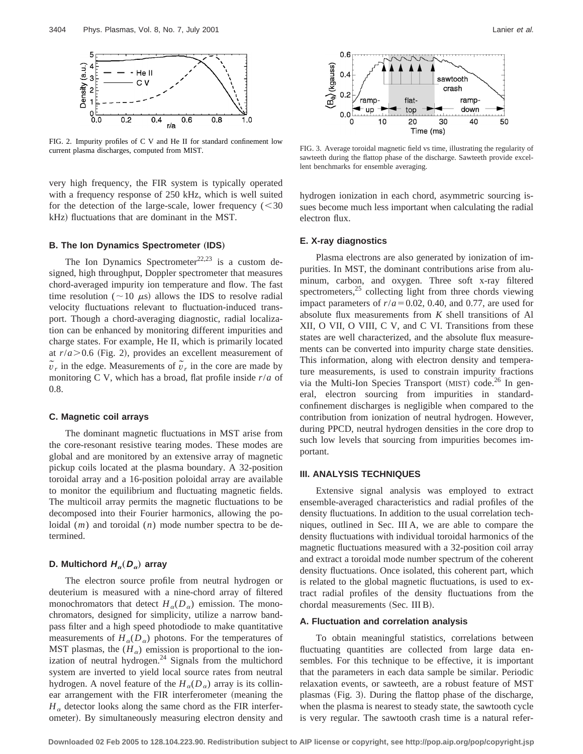FIG. 2. Impurity profiles of C V and He II for standard confinement low current plasma discharges, computed from MIST.

FIG. 3. Average toroidal magnetic field vs time, illustrating the regularity of sawteeth during the flattop phase of the discharge. Sawteeth provide excellent benchmarks for ensemble averaging.

very high frequency, the FIR system is typically operated with a frequency response of 250 kHz, which is well suited for the detection of the large-scale, lower frequency (<30 kHz) fluctuations that are dominant in the MST.

### B. The Ion Dynamics Spectrometer (IDS)

The Ion Dynamics Spectrometer[22,23] is a custom designed, high throughput, Doppler spectrometer that measures chord-averaged impurity ion temperature and flow. The fast time resolution ($\sim 10\ \mu$s) allows the IDS to resolve radial velocity fluctuations relevant to fluctuation-induced transport. Though a chord-averaging diagnostic, radial localization can be enhanced by monitoring different impurities and charge states. For example, He II, which is primarily located at $r/a > 0.6$ (Fig. 2), provides an excellent measurement of $\tilde{v}_r$ in the edge. Measurements of $\tilde{v}_r$ in the core are made by monitoring C V, which has a broad, flat profile inside $r/a$ of 0.8.

### C. Magnetic coil arrays

The dominant magnetic fluctuations in MST arise from the core-resonant resistive tearing modes. These modes are global and are monitored by an extensive array of magnetic pickup coils located at the plasma boundary. A 32-position toroidal array and a 16-position poloidal array are available to monitor the equilibrium and fluctuating magnetic fields. The multicoil array permits the magnetic fluctuations to be decomposed into their Fourier harmonics, allowing the poloidal ($m$) and toroidal ($n$) mode number spectra to be determined.

### D. Multichord $H_\alpha(D_\alpha)$ array

The electron source profile from neutral hydrogen or deuterium is measured with a nine-chord array of filtered monochromators that detect $H_\alpha(D_\alpha)$ emission. The monochromators, designed for simplicity, utilize a narrow bandpass filter and a high speed photodiode to make quantitative measurements of $H_\alpha(D_\alpha)$ photons. For the temperatures of MST plasmas, the ($H_\alpha$) emission is proportional to the ionization of neutral hydrogen.[24] Signals from the multichord system are inverted to yield local source rates from neutral hydrogen. A novel feature of the $H_\alpha(D_\alpha)$ array is its collinear arrangement with the FIR interferometer (meaning the $H_\alpha$ detector looks along the same chord as the FIR interferometer). By simultaneously measuring electron density and hydrogen ionization in each chord, asymmetric sourcing issues become much less important when calculating the radial electron flux.

### E. X-ray diagnostics

Plasma electrons are also generated by ionization of impurities. In MST, the dominant contributions arise from aluminum, carbon, and oxygen. Three soft x-ray filtered spectrometers,[25] collecting light from three chords viewing impact parameters of $r/a = 0.02$, 0.40, and 0.77, are used for absolute flux measurements from $K$ shell transitions of Al XII, O VII, O VIII, C V, and C VI. Transitions from these states are well characterized, and the absolute flux measurements can be converted into impurity charge state densities. This information, along with electron density and temperature measurements, is used to constrain impurity fractions via the Multi-Ion Species Transport (MIST) code.[26] In general, electron sourcing from impurities in standard-confinement discharges is negligible when compared to the contribution from ionization of neutral hydrogen. However, during PPCD, neutral hydrogen densities in the core drop to such low levels that sourcing from impurities becomes important.

## III. ANALYSIS TECHNIQUES

Extensive signal analysis was employed to extract ensemble-averaged characteristics and radial profiles of the density fluctuations. In addition to the usual correlation techniques, outlined in Sec. III A, we are able to compare the density fluctuations with individual toroidal harmonics of the magnetic fluctuations measured with a 32-position coil array and extract a toroidal mode number spectrum of the coherent density fluctuations. Once isolated, this coherent part, which is related to the global magnetic fluctuations, is used to extract radial profiles of the density fluctuations from the chordal measurements (Sec. III B).

### A. Fluctuation and correlation analysis

To obtain meaningful statistics, correlations between fluctuating quantities are collected from large data ensembles. For this technique to be effective, it is important that the parameters in each data sample be similar. Periodic relaxation events, or sawteeth, are a robust feature of MST plasmas (Fig. 3). During the flattop phase of the discharge, when the plasma is nearest to steady state, the sawtooth cycle is very regular. The sawtooth crash time is a natural refer-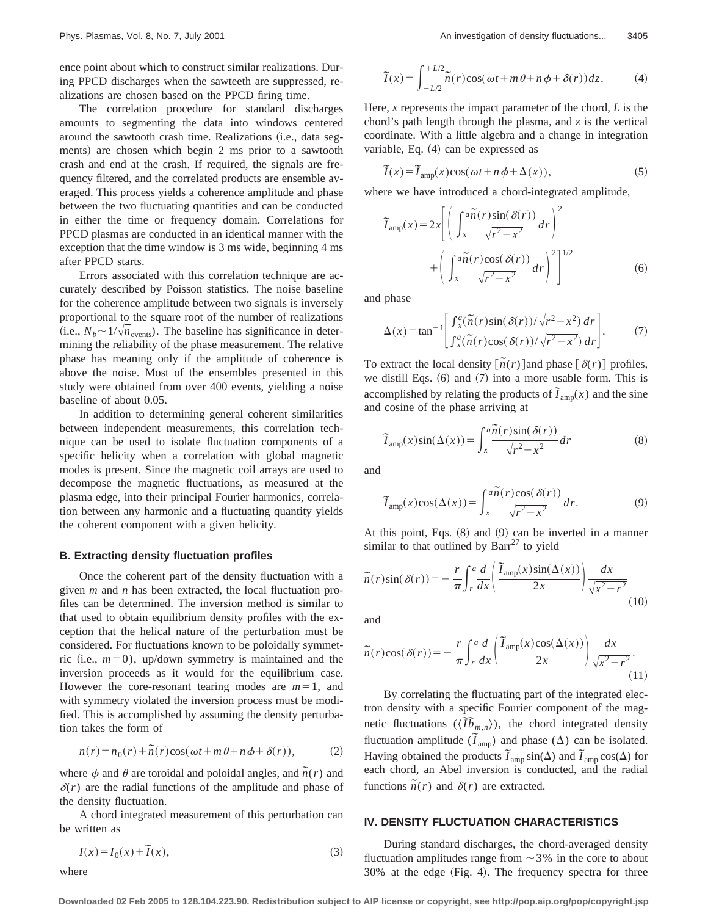ence point about which to construct similar realizations. During PPCD discharges when the sawteeth are suppressed, realizations are chosen based on the PPCD firing time.

The correlation procedure for standard discharges amounts to segmenting the data into windows centered around the sawtooth crash time. Realizations (i.e., data segments) are chosen which begin 2 ms prior to a sawtooth crash and end at the crash. If required, the signals are frequency filtered, and the correlated products are ensemble averaged. This process yields a coherence amplitude and phase between the two fluctuating quantities and can be conducted in either the time or frequency domain. Correlations for PPCD plasmas are conducted in an identical manner with the exception that the time window is 3 ms wide, beginning 4 ms after PPCD starts.

Errors associated with this correlation technique are accurately described by Poisson statistics. The noise baseline for the coherence amplitude between two signals is inversely proportional to the square root of the number of realizations (i.e., $N_b \sim 1/\sqrt{n_{\mathrm{events}}}$). The baseline has significance in determining the reliability of the phase measurement. The relative phase has meaning only if the amplitude of coherence is above the noise. Most of the ensembles presented in this study were obtained from over 400 events, yielding a noise baseline of about 0.05.

In addition to determining general coherent similarities between independent measurements, this correlation technique can be used to isolate fluctuation components of a specific helicity when a correlation with global magnetic modes is present. Since the magnetic coil arrays are used to decompose the magnetic fluctuations, as measured at the plasma edge, into their principal Fourier harmonics, correlation between any harmonic and a fluctuating quantity yields the coherent component with a given helicity.

### B. Extracting density fluctuation profiles

Once the coherent part of the density fluctuation with a given $m$ and $n$ has been extracted, the local fluctuation profiles can be determined. The inversion method is similar to that used to obtain equilibrium density profiles with the exception that the helical nature of the perturbation must be considered. For fluctuations known to be poloidally symmetric (i.e., $m=0$), up/down symmetry is maintained and the inversion proceeds as it would for the equilibrium case. However the core-resonant tearing modes are $m=1$, and with symmetry violated the inversion process must be modified. This is accomplished by assuming the density perturbation takes the form of

$$n(r) = n_0(r) + \tilde{n}(r)\cos(\omega t + m\theta + n\phi + \delta(r)), \tag{2}$$

where $\phi$ and $\theta$ are toroidal and poloidal angles, and $\tilde{n}(r)$ and $\delta(r)$ are the radial functions of the amplitude and phase of the density fluctuation.

A chord integrated measurement of this perturbation can be written as

$$I(x) = I_0(x) + \tilde{I}(x), \tag{3}$$

where

$$\tilde{I}(x) = \int_{-L/2}^{+L/2} \tilde{n}(r)\cos(\omega t + m\theta + n\phi + \delta(r))\,dz. \tag{4}$$

Here, $x$ represents the impact parameter of the chord, $L$ is the chord's path length through the plasma, and $z$ is the vertical coordinate. With a little algebra and a change in integration variable, Eq. (4) can be expressed as

$$\tilde{I}(x) = \tilde{I}_{\mathrm{amp}}(x)\cos(\omega t + n\phi + \Delta(x)), \tag{5}$$

where we have introduced a chord-integrated amplitude,

$$\tilde{I}_{\mathrm{amp}}(x) = 2x\left[\left(\int_x^a \frac{\tilde{n}(r)\sin(\delta(r))}{\sqrt{r^2-x^2}}\,dr\right)^2 + \left(\int_x^a \frac{\tilde{n}(r)\cos(\delta(r))}{\sqrt{r^2-x^2}}\,dr\right)^2\right]^{1/2} \tag{6}$$

and phase

$$\Delta(x) = \tan^{-1}\left[\frac{\int_x^a (\tilde{n}(r)\sin(\delta(r))/\sqrt{r^2-x^2})\,dr}{\int_x^a (\tilde{n}(r)\cos(\delta(r))/\sqrt{r^2-x^2})\,dr}\right]. \tag{7}$$

To extract the local density $[\tilde{n}(r)]$ and phase $[\delta(r)]$ profiles, we distill Eqs. (6) and (7) into a more usable form. This is accomplished by relating the products of $\tilde{I}_{\mathrm{amp}}(x)$ and the sine and cosine of the phase arriving at

$$\tilde{I}_{\mathrm{amp}}(x)\sin(\Delta(x)) = \int_x^a \frac{\tilde{n}(r)\sin(\delta(r))}{\sqrt{r^2-x^2}}\,dr \tag{8}$$

and

$$\tilde{I}_{\mathrm{amp}}(x)\cos(\Delta(x)) = \int_x^a \frac{\tilde{n}(r)\cos(\delta(r))}{\sqrt{r^2-x^2}}\,dr. \tag{9}$$

At this point, Eqs. (8) and (9) can be inverted in a manner similar to that outlined by Barr[27] to yield

$$\tilde{n}(r)\sin(\delta(r)) = -\frac{r}{\pi}\int_r^a \frac{d}{dx}\left(\frac{\tilde{I}_{\mathrm{amp}}(x)\sin(\Delta(x))}{2x}\right)\frac{dx}{\sqrt{x^2-r^2}} \tag{10}$$

and

$$\tilde{n}(r)\cos(\delta(r)) = -\frac{r}{\pi}\int_r^a \frac{d}{dx}\left(\frac{\tilde{I}_{\mathrm{amp}}(x)\cos(\Delta(x))}{2x}\right)\frac{dx}{\sqrt{x^2-r^2}}. \tag{11}$$

By correlating the fluctuating part of the integrated electron density with a specific Fourier component of the magnetic fluctuations ($\langle \tilde{I}\tilde{b}_{m,n}\rangle$), the chord integrated density fluctuation amplitude ($\tilde{I}_{\mathrm{amp}}$) and phase ($\Delta$) can be isolated. Having obtained the products $\tilde{I}_{\mathrm{amp}}\sin(\Delta)$ and $\tilde{I}_{\mathrm{amp}}\cos(\Delta)$ for each chord, an Abel inversion is conducted, and the radial functions $\tilde{n}(r)$ and $\delta(r)$ are extracted.

## IV. DENSITY FLUCTUATION CHARACTERISTICS

During standard discharges, the chord-averaged density fluctuation amplitudes range from $\sim$3% in the core to about 30% at the edge (Fig. 4). The frequency spectra for three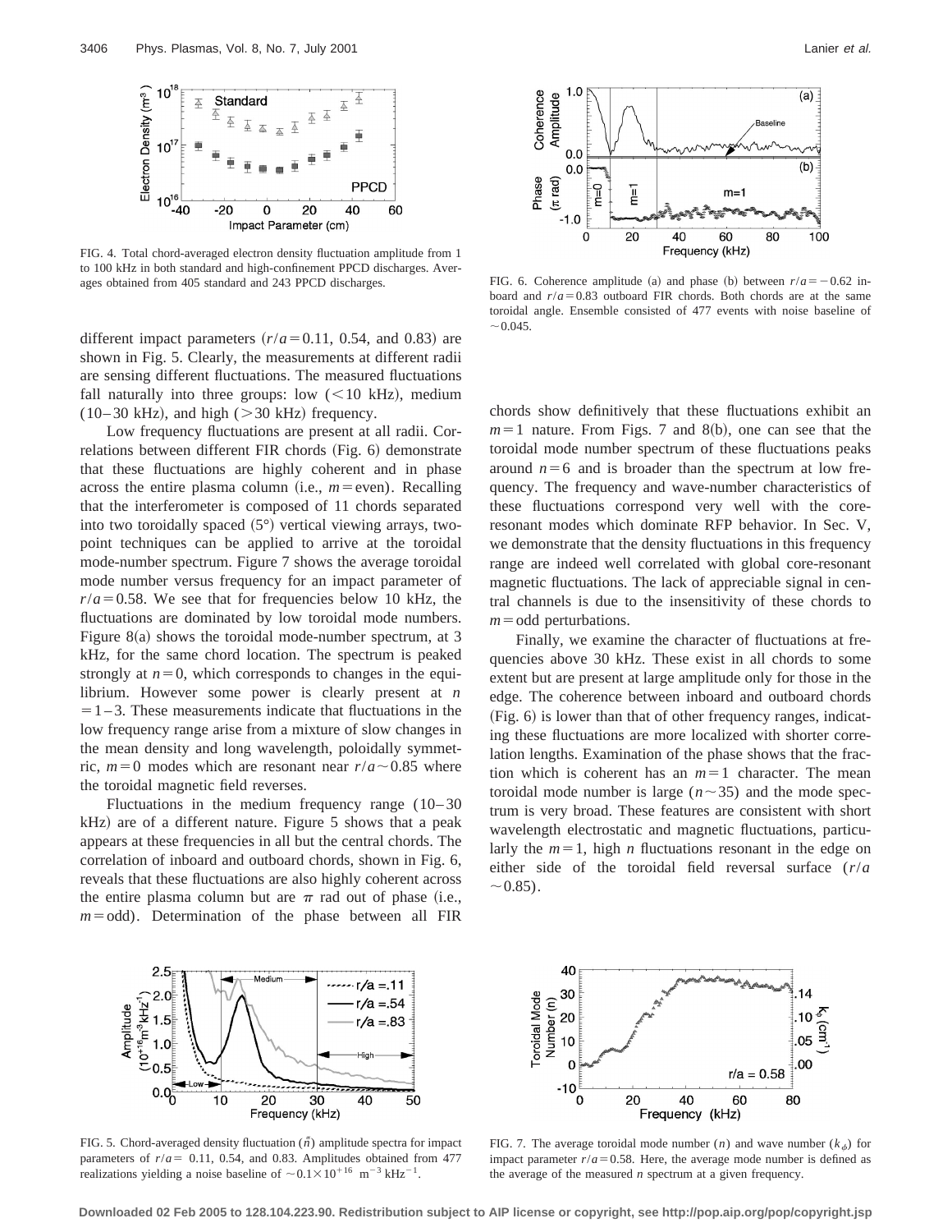FIG. 4. Total chord-averaged electron density fluctuation amplitude from 1 to 100 kHz in both standard and high-confinement PPCD discharges. Averages obtained from 405 standard and 243 PPCD discharges.

FIG. 6. Coherence amplitude (a) and phase (b) between $r/a = -0.62$ inboard and $r/a = 0.83$ outboard FIR chords. Both chords are at the same toroidal angle. Ensemble consisted of 477 events with noise baseline of $\sim 0.045$.

different impact parameters ($r/a = 0.11$, 0.54, and 0.83) are shown in Fig. 5. Clearly, the measurements at different radii are sensing different fluctuations. The measured fluctuations fall naturally into three groups: low ($< 10$ kHz), medium (10–30 kHz), and high ($> 30$ kHz) frequency.

Low frequency fluctuations are present at all radii. Correlations between different FIR chords (Fig. 6) demonstrate that these fluctuations are highly coherent and in phase across the entire plasma column (i.e., $m =$ even). Recalling that the interferometer is composed of 11 chords separated into two toroidally spaced (5°) vertical viewing arrays, two-point techniques can be applied to arrive at the toroidal mode-number spectrum. Figure 7 shows the average toroidal mode number versus frequency for an impact parameter of $r/a = 0.58$. We see that for frequencies below 10 kHz, the fluctuations are dominated by low toroidal mode numbers. Figure 8(a) shows the toroidal mode-number spectrum, at 3 kHz, for the same chord location. The spectrum is peaked strongly at $n = 0$, which corresponds to changes in the equilibrium. However some power is clearly present at $n = 1$–3. These measurements indicate that fluctuations in the low frequency range arise from a mixture of slow changes in the mean density and long wavelength, poloidally symmetric, $m = 0$ modes which are resonant near $r/a \sim 0.85$ where the toroidal magnetic field reverses.

Fluctuations in the medium frequency range (10–30 kHz) are of a different nature. Figure 5 shows that a peak appears at these frequencies in all but the central chords. The correlation of inboard and outboard chords, shown in Fig. 6, reveals that these fluctuations are also highly coherent across the entire plasma column but are $\pi$ rad out of phase (i.e., $m =$ odd). Determination of the phase between all FIR chords show definitively that these fluctuations exhibit an $m = 1$ nature. From Figs. 7 and 8(b), one can see that the toroidal mode number spectrum of these fluctuations peaks around $n = 6$ and is broader than the spectrum at low frequency. The frequency and wave-number characteristics of these fluctuations correspond very well with the core-resonant modes which dominate RFP behavior. In Sec. V, we demonstrate that the density fluctuations in this frequency range are indeed well correlated with global core-resonant magnetic fluctuations. The lack of appreciable signal in central channels is due to the insensitivity of these chords to $m =$ odd perturbations.

Finally, we examine the character of fluctuations at frequencies above 30 kHz. These exist in all chords to some extent but are present at large amplitude only for those in the edge. The coherence between inboard and outboard chords (Fig. 6) is lower than that of other frequency ranges, indicating these fluctuations are more localized with shorter correlation lengths. Examination of the phase shows that the fraction which is coherent has an $m = 1$ character. The mean toroidal mode number is large ($n \sim 35$) and the mode spectrum is very broad. These features are consistent with short wavelength electrostatic and magnetic fluctuations, particularly the $m = 1$, high $n$ fluctuations resonant in the edge on either side of the toroidal field reversal surface ($r/a \sim 0.85$).

FIG. 5. Chord-averaged density fluctuation ($\tilde{n}$) amplitude spectra for impact parameters of $r/a =$ 0.11, 0.54, and 0.83. Amplitudes obtained from 477 realizations yielding a noise baseline of $\sim 0.1 \times 10^{+16}$ m$^{-3}$ kHz$^{-1}$.

FIG. 7. The average toroidal mode number ($n$) and wave number ($k_\phi$) for impact parameter $r/a = 0.58$. Here, the average mode number is defined as the average of the measured $n$ spectrum at a given frequency.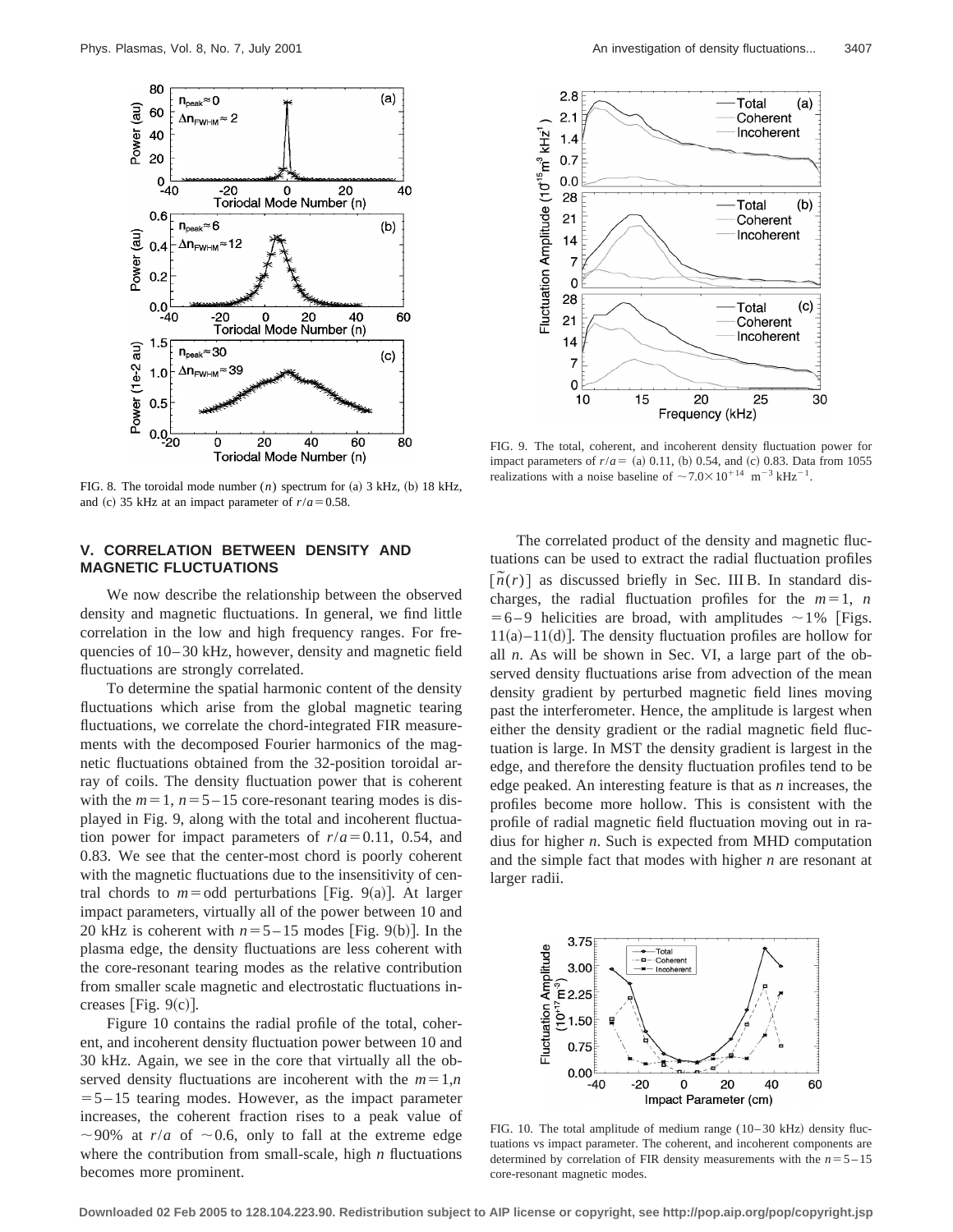FIG. 8. The toroidal mode number ($n$) spectrum for (a) 3 kHz, (b) 18 kHz, and (c) 35 kHz at an impact parameter of $r/a=0.58$.

FIG. 9. The total, coherent, and incoherent density fluctuation power for impact parameters of $r/a=$ (a) 0.11, (b) 0.54, and (c) 0.83. Data from 1055 realizations with a noise baseline of $\sim 7.0\times 10^{+14}\ \mathrm{m}^{-3}\ \mathrm{kHz}^{-1}$.

## V. CORRELATION BETWEEN DENSITY AND MAGNETIC FLUCTUATIONS

We now describe the relationship between the observed density and magnetic fluctuations. In general, we find little correlation in the low and high frequency ranges. For frequencies of 10–30 kHz, however, density and magnetic field fluctuations are strongly correlated.

To determine the spatial harmonic content of the density fluctuations which arise from the global magnetic tearing fluctuations, we correlate the chord-integrated FIR measurements with the decomposed Fourier harmonics of the magnetic fluctuations obtained from the 32-position toroidal array of coils. The density fluctuation power that is coherent with the $m=1$, $n=5-15$ core-resonant tearing modes is displayed in Fig. 9, along with the total and incoherent fluctuation power for impact parameters of $r/a=0.11$, 0.54, and 0.83. We see that the center-most chord is poorly coherent with the magnetic fluctuations due to the insensitivity of central chords to $m=\text{odd}$ perturbations [Fig. 9(a)]. At larger impact parameters, virtually all of the power between 10 and 20 kHz is coherent with $n=5-15$ modes [Fig. 9(b)]. In the plasma edge, the density fluctuations are less coherent with the core-resonant tearing modes as the relative contribution from smaller scale magnetic and electrostatic fluctuations increases [Fig. 9(c)].

Figure 10 contains the radial profile of the total, coherent, and incoherent density fluctuation power between 10 and 30 kHz. Again, we see in the core that virtually all the observed density fluctuations are incoherent with the $m=1,n=5-15$ tearing modes. However, as the impact parameter increases, the coherent fraction rises to a peak value of $\sim 90\%$ at $r/a$ of $\sim 0.6$, only to fall at the extreme edge where the contribution from small-scale, high $n$ fluctuations becomes more prominent.

The correlated product of the density and magnetic fluctuations can be used to extract the radial fluctuation profiles $[\tilde{n}(r)]$ as discussed briefly in Sec. III B. In standard discharges, the radial fluctuation profiles for the $m=1$, $n=6-9$ helicities are broad, with amplitudes $\sim 1\%$ [Figs. 11(a)–11(d)]. The density fluctuation profiles are hollow for all $n$. As will be shown in Sec. VI, a large part of the observed density fluctuations arise from advection of the mean density gradient by perturbed magnetic field lines moving past the interferometer. Hence, the amplitude is largest when either the density gradient or the radial magnetic field fluctuation is large. In MST the density gradient is largest in the edge, and therefore the density fluctuation profiles tend to be edge peaked. An interesting feature is that as $n$ increases, the profiles become more hollow. This is consistent with the profile of radial magnetic field fluctuation moving out in radius for higher $n$. Such is expected from MHD computation and the simple fact that modes with higher $n$ are resonant at larger radii.

FIG. 10. The total amplitude of medium range (10–30 kHz) density fluctuations vs impact parameter. The coherent, and incoherent components are determined by correlation of FIR density measurements with the $n=5-15$ core-resonant magnetic modes.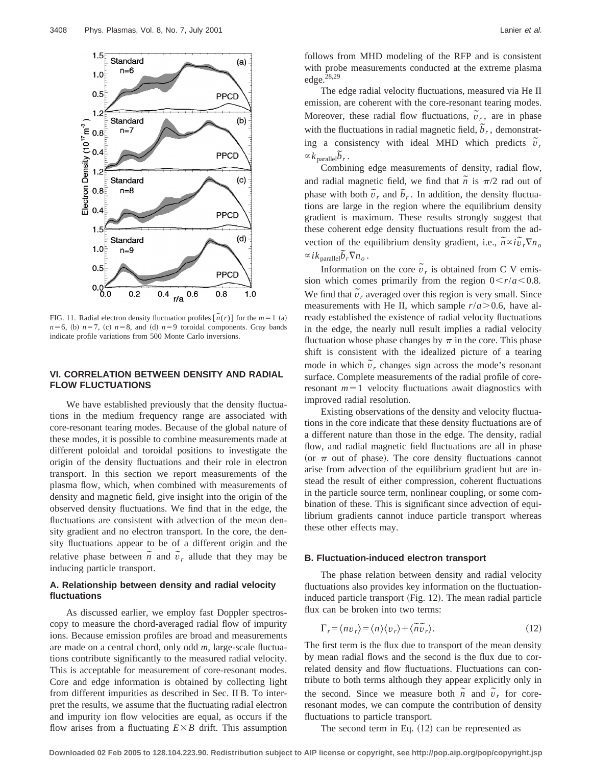FIG. 11. Radial electron density fluctuation profiles [$\tilde{n}(r)$] for the $m=1$ (a) $n=6$, (b) $n=7$, (c) $n=8$, and (d) $n=9$ toroidal components. Gray bands indicate profile variations from 500 Monte Carlo inversions.

## VI. CORRELATION BETWEEN DENSITY AND RADIAL FLOW FLUCTUATIONS

We have established previously that the density fluctuations in the medium frequency range are associated with core-resonant tearing modes. Because of the global nature of these modes, it is possible to combine measurements made at different poloidal and toroidal positions to investigate the origin of the density fluctuations and their role in electron transport. In this section we report measurements of the plasma flow, which, when combined with measurements of density and magnetic field, give insight into the origin of the observed density fluctuations. We find that in the edge, the fluctuations are consistent with advection of the mean density gradient and no electron transport. In the core, the density fluctuations appear to be of a different origin and the relative phase between $\tilde{n}$ and $\tilde{v}_r$ allude that they may be inducing particle transport.

### A. Relationship between density and radial velocity fluctuations

As discussed earlier, we employ fast Doppler spectroscopy to measure the chord-averaged radial flow of impurity ions. Because emission profiles are broad and measurements are made on a central chord, only odd $m$, large-scale fluctuations contribute significantly to the measured radial velocity. This is acceptable for measurement of core-resonant modes. Core and edge information is obtained by collecting light from different impurities as described in Sec. II B. To interpret the results, we assume that the fluctuating radial electron and impurity ion flow velocities are equal, as occurs if the flow arises from a fluctuating $E\times B$ drift. This assumption follows from MHD modeling of the RFP and is consistent with probe measurements conducted at the extreme plasma edge.[28,29]

The edge radial velocity fluctuations, measured via He II emission, are coherent with the core-resonant tearing modes. Moreover, these radial flow fluctuations, $\tilde{v}_r$, are in phase with the fluctuations in radial magnetic field, $\tilde{b}_r$, demonstrating a consistency with ideal MHD which predicts $\tilde{v}_r \propto k_{\text{parallel}}\tilde{b}_r$.

Combining edge measurements of density, radial flow, and radial magnetic field, we find that $\tilde{n}$ is $\pi/2$ rad out of phase with both $\tilde{v}_r$ and $\tilde{b}_r$. In addition, the density fluctuations are large in the region where the equilibrium density gradient is maximum. These results strongly suggest that these coherent edge density fluctuations result from the advection of the equilibrium density gradient, i.e., $\tilde{n}\propto i\tilde{v}_r\nabla n_o \propto ik_{\text{parallel}}\tilde{b}_r\nabla n_o$.

Information on the core $\tilde{v}_r$ is obtained from C V emission which comes primarily from the region $0<r/a<0.8$. We find that $\tilde{v}_r$ averaged over this region is very small. Since measurements with He II, which sample $r/a>0.6$, have already established the existence of radial velocity fluctuations in the edge, the nearly null result implies a radial velocity fluctuation whose phase changes by $\pi$ in the core. This phase shift is consistent with the idealized picture of a tearing mode in which $\tilde{v}_r$ changes sign across the mode's resonant surface. Complete measurements of the radial profile of core-resonant $m=1$ velocity fluctuations await diagnostics with improved radial resolution.

Existing observations of the density and velocity fluctuations in the core indicate that these density fluctuations are of a different nature than those in the edge. The density, radial flow, and radial magnetic field fluctuations are all in phase (or $\pi$ out of phase). The core density fluctuations cannot arise from advection of the equilibrium gradient but are instead the result of either compression, coherent fluctuations in the particle source term, nonlinear coupling, or some combination of these. This is significant since advection of equilibrium gradients cannot induce particle transport whereas these other effects may.

### B. Fluctuation-induced electron transport

The phase relation between density and radial velocity fluctuations also provides key information on the fluctuation-induced particle transport (Fig. 12). The mean radial particle flux can be broken into two terms:

$$\Gamma_r=\langle nv_r\rangle=\langle n\rangle\langle v_r\rangle+\langle\tilde{n}\tilde{v}_r\rangle. \tag{12}$$

The first term is the flux due to transport of the mean density by mean radial flows and the second is the flux due to correlated density and flow fluctuations. Fluctuations can contribute to both terms although they appear explicitly only in the second. Since we measure both $\tilde{n}$ and $\tilde{v}_r$ for core-resonant modes, we can compute the contribution of density fluctuations to particle transport.

The second term in Eq. (12) can be represented as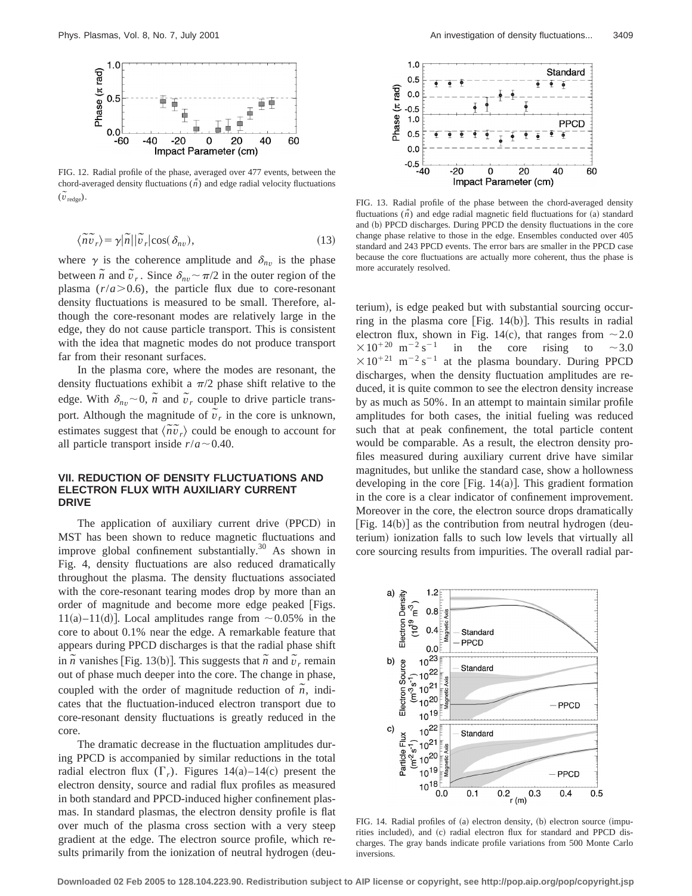FIG. 12. Radial profile of the phase, averaged over 477 events, between the chord-averaged density fluctuations ($\tilde{\bar{n}}$) and edge radial velocity fluctuations ($\tilde{v}_{\text{redge}}$).

$$\langle \widetilde{n}\widetilde{v}_r \rangle = \gamma |\widetilde{n}||\widetilde{v}_r| \cos(\delta_{nv}), \tag{13}$$

where $\gamma$ is the coherence amplitude and $\delta_{nv}$ is the phase between $\tilde{n}$ and $\tilde{v}_r$. Since $\delta_{nv} \sim \pi/2$ in the outer region of the plasma ($r/a > 0.6$), the particle flux due to core-resonant density fluctuations is measured to be small. Therefore, although the core-resonant modes are relatively large in the edge, they do not cause particle transport. This is consistent with the idea that magnetic modes do not produce transport far from their resonant surfaces.

In the plasma core, where the modes are resonant, the density fluctuations exhibit a $\pi/2$ phase shift relative to the edge. With $\delta_{nv} \sim 0$, $\tilde{n}$ and $\tilde{v}_r$ couple to drive particle transport. Although the magnitude of $\tilde{v}_r$ in the core is unknown, estimates suggest that $\langle \widetilde{n}\widetilde{v}_r \rangle$ could be enough to account for all particle transport inside $r/a \sim 0.40$.

## VII. REDUCTION OF DENSITY FLUCTUATIONS AND ELECTRON FLUX WITH AUXILIARY CURRENT DRIVE

The application of auxiliary current drive (PPCD) in MST has been shown to reduce magnetic fluctuations and improve global confinement substantially.[30] As shown in Fig. 4, density fluctuations are also reduced dramatically throughout the plasma. The density fluctuations associated with the core-resonant tearing modes drop by more than an order of magnitude and become more edge peaked [Figs. 11(a)–11(d)]. Local amplitudes range from $\sim 0.05\%$ in the core to about 0.1% near the edge. A remarkable feature that appears during PPCD discharges is that the radial phase shift in $\tilde{n}$ vanishes [Fig. 13(b)]. This suggests that $\tilde{n}$ and $\tilde{v}_r$ remain out of phase much deeper into the core. The change in phase, coupled with the order of magnitude reduction of $\tilde{n}$, indicates that the fluctuation-induced electron transport due to core-resonant density fluctuations is greatly reduced in the core.

The dramatic decrease in the fluctuation amplitudes during PPCD is accompanied by similar reductions in the total radial electron flux ($\Gamma_r$). Figures 14(a)–14(c) present the electron density, source and radial flux profiles as measured in both standard and PPCD-induced higher confinement plasmas. In standard plasmas, the electron density profile is flat over much of the plasma cross section with a very steep gradient at the edge. The electron source profile, which results primarily from the ionization of neutral hydrogen (deuterium), is edge peaked but with substantial sourcing occurring in the plasma core [Fig. 14(b)]. This results in radial electron flux, shown in Fig. 14(c), that ranges from $\sim 2.0 \times 10^{+20}$ $\text{m}^{-2}\,\text{s}^{-1}$ in the core rising to $\sim 3.0 \times 10^{+21}$ $\text{m}^{-2}\,\text{s}^{-1}$ at the plasma boundary. During PPCD discharges, when the density fluctuation amplitudes are reduced, it is quite common to see the electron density increase by as much as 50%. In an attempt to maintain similar profile amplitudes for both cases, the initial fueling was reduced such that at peak confinement, the total particle content would be comparable. As a result, the electron density profiles measured during auxiliary current drive have similar magnitudes, but unlike the standard case, show a hollowness developing in the core [Fig. 14(a)]. This gradient formation in the core is a clear indicator of confinement improvement. Moreover in the core, the electron source drops dramatically [Fig. 14(b)] as the contribution from neutral hydrogen (deuterium) ionization falls to such low levels that virtually all core sourcing results from impurities. The overall radial par-

FIG. 13. Radial profile of the phase between the chord-averaged density fluctuations ($\tilde{\bar{n}}$) and edge radial magnetic field fluctuations for (a) standard and (b) PPCD discharges. During PPCD the density fluctuations in the core change phase relative to those in the edge. Ensembles conducted over 405 standard and 243 PPCD events. The error bars are smaller in the PPCD case because the core fluctuations are actually more coherent, thus the phase is more accurately resolved.

FIG. 14. Radial profiles of (a) electron density, (b) electron source (impurities included), and (c) radial electron flux for standard and PPCD discharges. The gray bands indicate profile variations from 500 Monte Carlo inversions.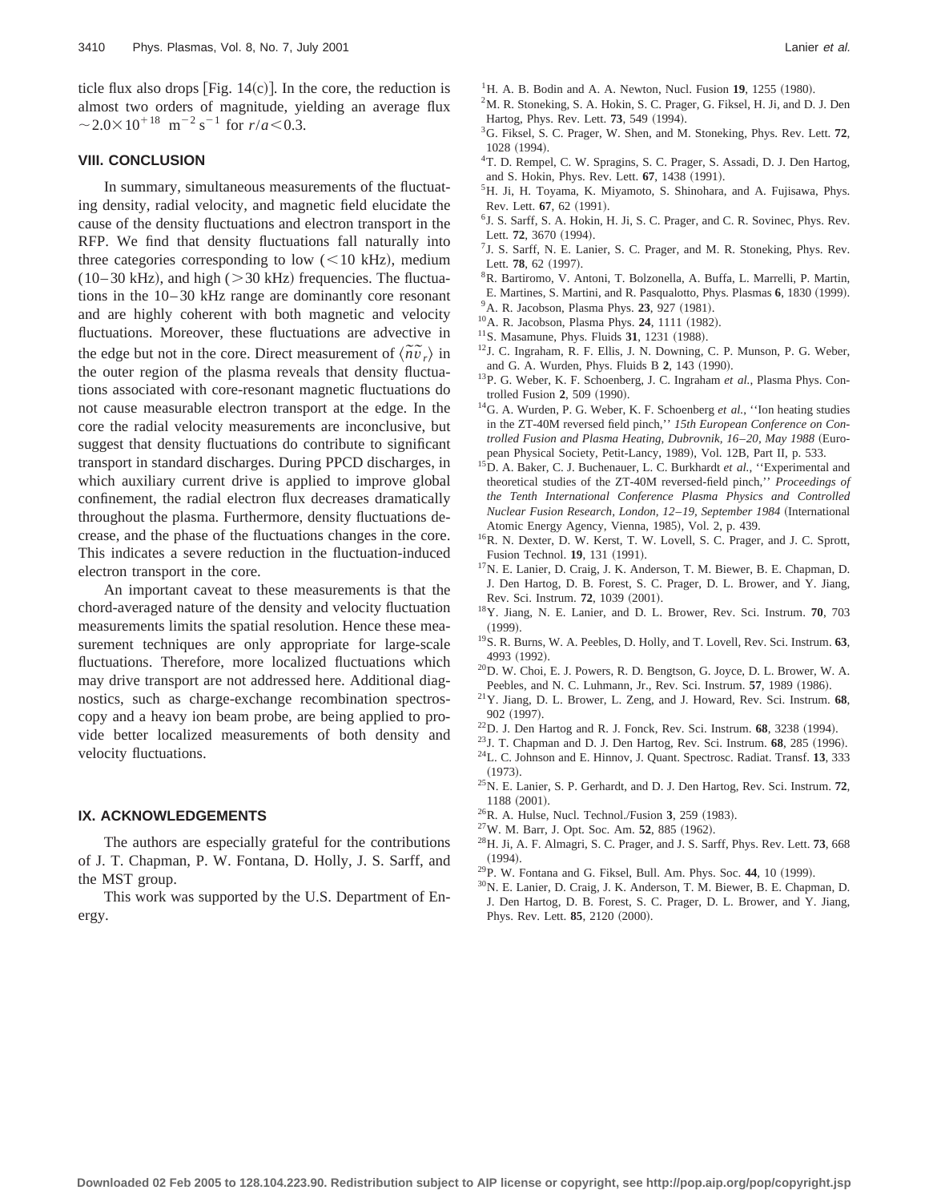ticle flux also drops [Fig. 14(c)]. In the core, the reduction is almost two orders of magnitude, yielding an average flux $\sim 2.0\times 10^{+18}\ \mathrm{m}^{-2}\,\mathrm{s}^{-1}$ for $r/a<0.3$.

## VIII. CONCLUSION

In summary, simultaneous measurements of the fluctuating density, radial velocity, and magnetic field elucidate the cause of the density fluctuations and electron transport in the RFP. We find that density fluctuations fall naturally into three categories corresponding to low ($<10$ kHz), medium (10–30 kHz), and high ($>30$ kHz) frequencies. The fluctuations in the 10–30 kHz range are dominantly core resonant and are highly coherent with both magnetic and velocity fluctuations. Moreover, these fluctuations are advective in the edge but not in the core. Direct measurement of $\langle \tilde{n}\tilde{v}_r\rangle$ in the outer region of the plasma reveals that density fluctuations associated with core-resonant magnetic fluctuations do not cause measurable electron transport at the edge. In the core the radial velocity measurements are inconclusive, but suggest that density fluctuations do contribute to significant transport in standard discharges. During PPCD discharges, in which auxiliary current drive is applied to improve global confinement, the radial electron flux decreases dramatically throughout the plasma. Furthermore, density fluctuations decrease, and the phase of the fluctuations changes in the core. This indicates a severe reduction in the fluctuation-induced electron transport in the core.

An important caveat to these measurements is that the chord-averaged nature of the density and velocity fluctuation measurements limits the spatial resolution. Hence these measurement techniques are only appropriate for large-scale fluctuations. Therefore, more localized fluctuations which may drive transport are not addressed here. Additional diagnostics, such as charge-exchange recombination spectroscopy and a heavy ion beam probe, are being applied to provide better localized measurements of both density and velocity fluctuations.

## IX. ACKNOWLEDGEMENTS

The authors are especially grateful for the contributions of J. T. Chapman, P. W. Fontana, D. Holly, J. S. Sarff, and the MST group.

This work was supported by the U.S. Department of Energy.

[1] H. A. B. Bodin and A. A. Newton, Nucl. Fusion **19**, 1255 (1980).
[2] M. R. Stoneking, S. A. Hokin, S. C. Prager, G. Fiksel, H. Ji, and D. J. Den Hartog, Phys. Rev. Lett. **73**, 549 (1994).
[3] G. Fiksel, S. C. Prager, W. Shen, and M. Stoneking, Phys. Rev. Lett. **72**, 1028 (1994).
[4] T. D. Rempel, C. W. Spragins, S. C. Prager, S. Assadi, D. J. Den Hartog, and S. Hokin, Phys. Rev. Lett. **67**, 1438 (1991).
[5] H. Ji, H. Toyama, K. Miyamoto, S. Shinohara, and A. Fujisawa, Phys. Rev. Lett. **67**, 62 (1991).
[6] J. S. Sarff, S. A. Hokin, H. Ji, S. C. Prager, and C. R. Sovinec, Phys. Rev. Lett. **72**, 3670 (1994).
[7] J. S. Sarff, N. E. Lanier, S. C. Prager, and M. R. Stoneking, Phys. Rev. Lett. **78**, 62 (1997).
[8] R. Bartiromo, V. Antoni, T. Bolzonella, A. Buffa, L. Marrelli, P. Martin, E. Martines, S. Martini, and R. Pasqualotto, Phys. Plasmas **6**, 1830 (1999).
[9] A. R. Jacobson, Plasma Phys. **23**, 927 (1981).
[10] A. R. Jacobson, Plasma Phys. **24**, 1111 (1982).
[11] S. Masamune, Phys. Fluids **31**, 1231 (1988).
[12] J. C. Ingraham, R. F. Ellis, J. N. Downing, C. P. Munson, P. G. Weber, and G. A. Wurden, Phys. Fluids B **2**, 143 (1990).
[13] P. G. Weber, K. F. Schoenberg, J. C. Ingraham *et al.*, Plasma Phys. Controlled Fusion **2**, 509 (1990).
[14] G. A. Wurden, P. G. Weber, K. F. Schoenberg *et al.*, ''Ion heating studies in the ZT-40M reversed field pinch,'' *15th European Conference on Controlled Fusion and Plasma Heating, Dubrovnik, 16–20, May 1988* (European Physical Society, Petit-Lancy, 1989), Vol. 12B, Part II, p. 533.
[15] D. A. Baker, C. J. Buchenauer, L. C. Burkhardt *et al.*, ''Experimental and theoretical studies of the ZT-40M reversed-field pinch,'' *Proceedings of the Tenth International Conference Plasma Physics and Controlled Nuclear Fusion Research, London, 12–19, September 1984* (International Atomic Energy Agency, Vienna, 1985), Vol. 2, p. 439.
[16] R. N. Dexter, D. W. Kerst, T. W. Lovell, S. C. Prager, and J. C. Sprott, Fusion Technol. **19**, 131 (1991).
[17] N. E. Lanier, D. Craig, J. K. Anderson, T. M. Biewer, B. E. Chapman, D. J. Den Hartog, D. B. Forest, S. C. Prager, D. L. Brower, and Y. Jiang, Rev. Sci. Instrum. **72**, 1039 (2001).
[18] Y. Jiang, N. E. Lanier, and D. L. Brower, Rev. Sci. Instrum. **70**, 703 (1999).
[19] S. R. Burns, W. A. Peebles, D. Holly, and T. Lovell, Rev. Sci. Instrum. **63**, 4993 (1992).
[20] D. W. Choi, E. J. Powers, R. D. Bengtson, G. Joyce, D. L. Brower, W. A. Peebles, and N. C. Luhmann, Jr., Rev. Sci. Instrum. **57**, 1989 (1986).
[21] Y. Jiang, D. L. Brower, L. Zeng, and J. Howard, Rev. Sci. Instrum. **68**, 902 (1997).
[22] D. J. Den Hartog and R. J. Fonck, Rev. Sci. Instrum. **68**, 3238 (1994).
[23] J. T. Chapman and D. J. Den Hartog, Rev. Sci. Instrum. **68**, 285 (1996).
[24] L. C. Johnson and E. Hinnov, J. Quant. Spectrosc. Radiat. Transf. **13**, 333 (1973).
[25] N. E. Lanier, S. P. Gerhardt, and D. J. Den Hartog, Rev. Sci. Instrum. **72**, 1188 (2001).
[26] R. A. Hulse, Nucl. Technol./Fusion **3**, 259 (1983).
[27] W. M. Barr, J. Opt. Soc. Am. **52**, 885 (1962).
[28] H. Ji, A. F. Almagri, S. C. Prager, and J. S. Sarff, Phys. Rev. Lett. **73**, 668 (1994).
[29] P. W. Fontana and G. Fiksel, Bull. Am. Phys. Soc. **44**, 10 (1999).
[30] N. E. Lanier, D. Craig, J. K. Anderson, T. M. Biewer, B. E. Chapman, D. J. Den Hartog, D. B. Forest, S. C. Prager, D. L. Brower, and Y. Jiang, Phys. Rev. Lett. **85**, 2120 (2000).